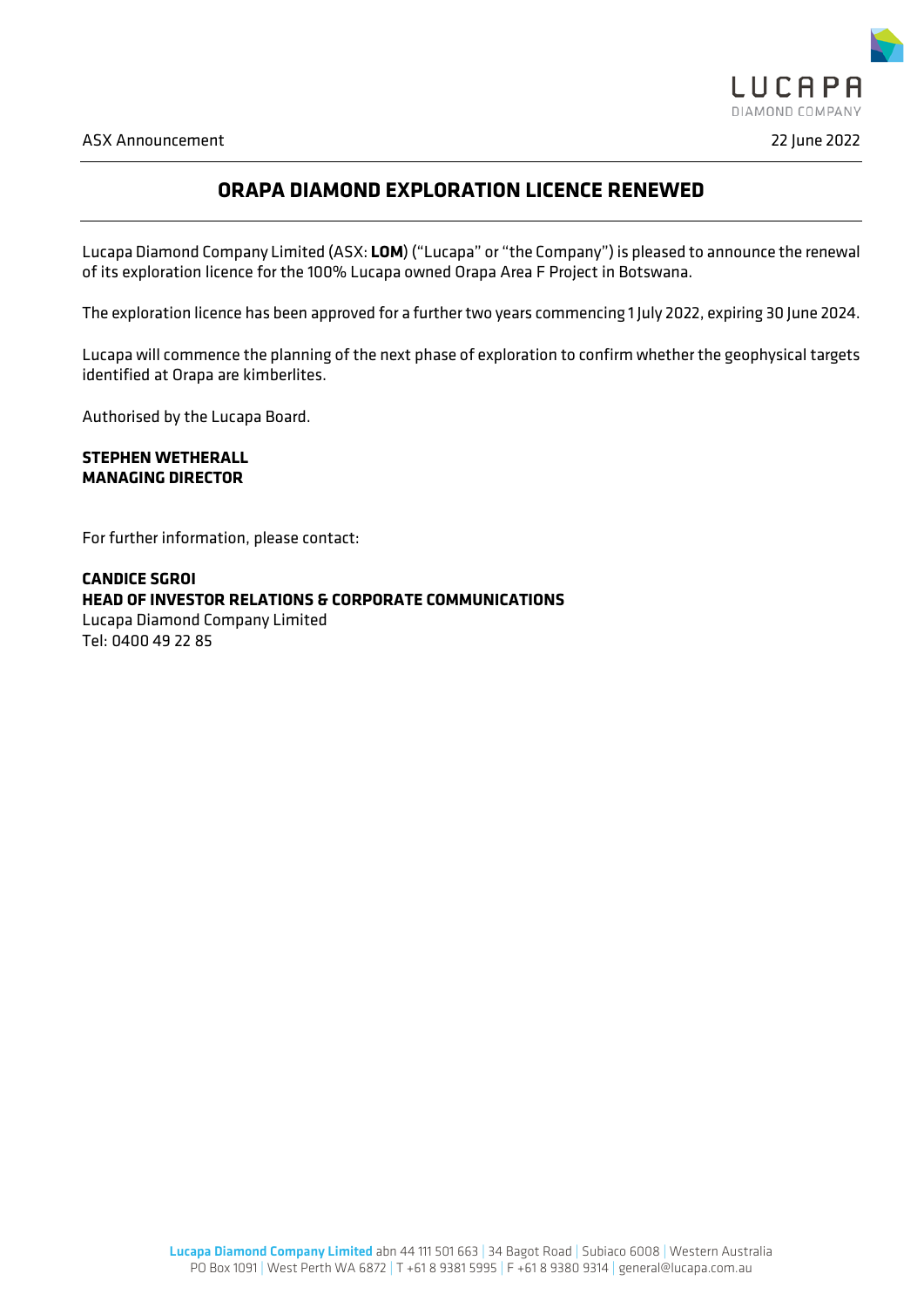ASX Announcement

22 June 2022

# ORAPA DIAMOND EXPLORATION LICENCE RENEWED

Lucapa Diamond Company Limited (ASX: **LOM**) ("Lucapa" or "the Company") is pleased to announce the renewal of its exploration licence for the 100% Lucapa owned Orapa Area F Project in Botswana.

The exploration licence has been approved for a further two years commencing 1 July 2022, expiring 30 June 2024.

Lucapa will commence the planning of the next phase of exploration to confirm whether the geophysical targets identified at Orapa are kimberlites.

Authorised by the Lucapa Board.

**STEPHEN WETHERALL**
**MANAGING DIRECTOR**

For further information, please contact:

**CANDICE SGROI**
**HEAD OF INVESTOR RELATIONS & CORPORATE COMMUNICATIONS**
Lucapa Diamond Company Limited
Tel: 0400 49 22 85

**Lucapa Diamond Company Limited** abn 44 111 501 663 | 34 Bagot Road | Subiaco 6008 | Western Australia
PO Box 1091 | West Perth WA 6872 | T +61 8 9381 5995 | F +61 8 9380 9314 | general@lucapa.com.au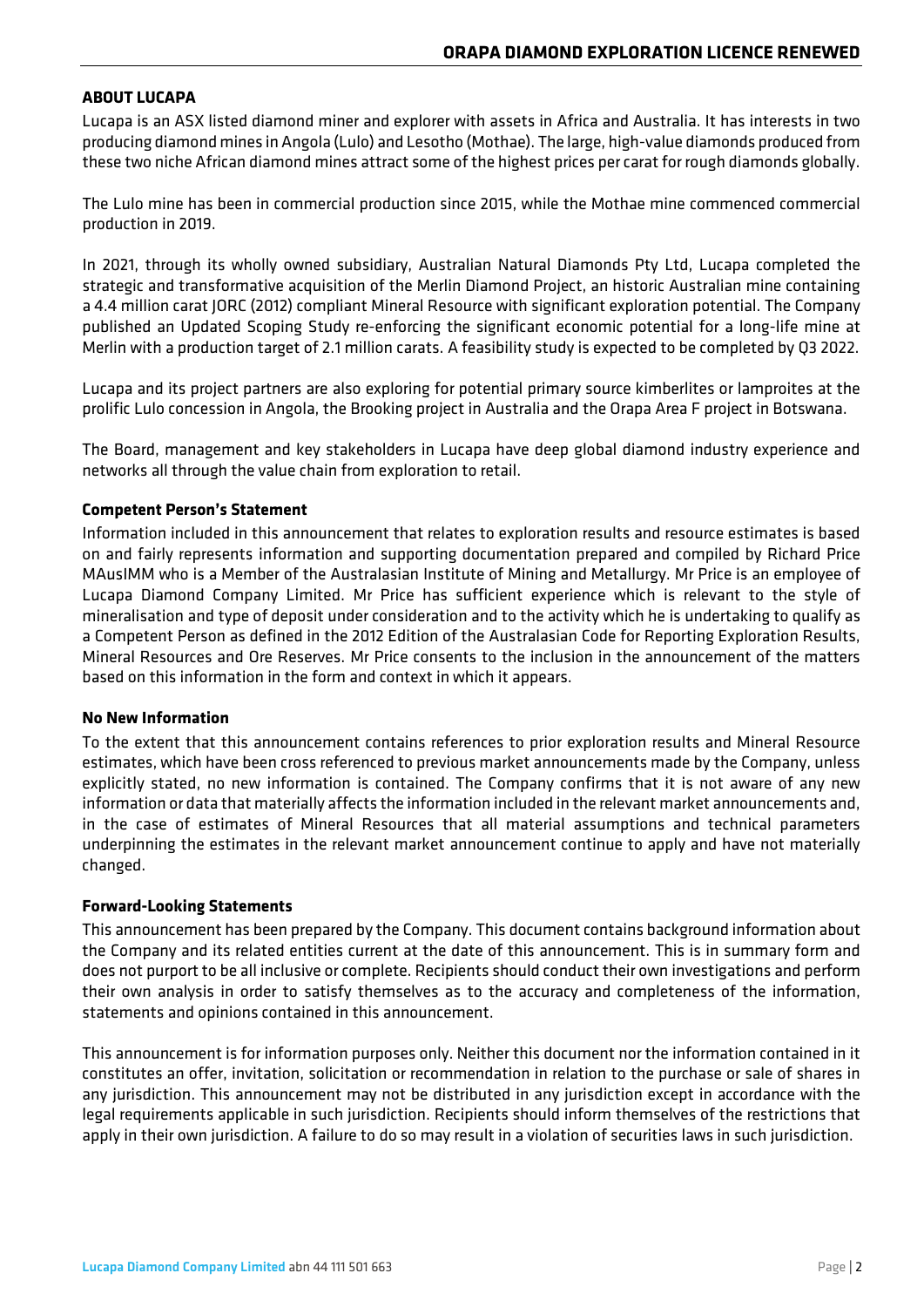## ABOUT LUCAPA

Lucapa is an ASX listed diamond miner and explorer with assets in Africa and Australia. It has interests in two producing diamond mines in Angola (Lulo) and Lesotho (Mothae). The large, high-value diamonds produced from these two niche African diamond mines attract some of the highest prices per carat for rough diamonds globally.

The Lulo mine has been in commercial production since 2015, while the Mothae mine commenced commercial production in 2019.

In 2021, through its wholly owned subsidiary, Australian Natural Diamonds Pty Ltd, Lucapa completed the strategic and transformative acquisition of the Merlin Diamond Project, an historic Australian mine containing a 4.4 million carat JORC (2012) compliant Mineral Resource with significant exploration potential. The Company published an Updated Scoping Study re-enforcing the significant economic potential for a long-life mine at Merlin with a production target of 2.1 million carats. A feasibility study is expected to be completed by Q3 2022.

Lucapa and its project partners are also exploring for potential primary source kimberlites or lamproites at the prolific Lulo concession in Angola, the Brooking project in Australia and the Orapa Area F project in Botswana.

The Board, management and key stakeholders in Lucapa have deep global diamond industry experience and networks all through the value chain from exploration to retail.

### Competent Person's Statement

Information included in this announcement that relates to exploration results and resource estimates is based on and fairly represents information and supporting documentation prepared and compiled by Richard Price MAusIMM who is a Member of the Australasian Institute of Mining and Metallurgy. Mr Price is an employee of Lucapa Diamond Company Limited. Mr Price has sufficient experience which is relevant to the style of mineralisation and type of deposit under consideration and to the activity which he is undertaking to qualify as a Competent Person as defined in the 2012 Edition of the Australasian Code for Reporting Exploration Results, Mineral Resources and Ore Reserves. Mr Price consents to the inclusion in the announcement of the matters based on this information in the form and context in which it appears.

### No New Information

To the extent that this announcement contains references to prior exploration results and Mineral Resource estimates, which have been cross referenced to previous market announcements made by the Company, unless explicitly stated, no new information is contained. The Company confirms that it is not aware of any new information or data that materially affects the information included in the relevant market announcements and, in the case of estimates of Mineral Resources that all material assumptions and technical parameters underpinning the estimates in the relevant market announcement continue to apply and have not materially changed.

### Forward-Looking Statements

This announcement has been prepared by the Company. This document contains background information about the Company and its related entities current at the date of this announcement. This is in summary form and does not purport to be all inclusive or complete. Recipients should conduct their own investigations and perform their own analysis in order to satisfy themselves as to the accuracy and completeness of the information, statements and opinions contained in this announcement.

This announcement is for information purposes only. Neither this document nor the information contained in it constitutes an offer, invitation, solicitation or recommendation in relation to the purchase or sale of shares in any jurisdiction. This announcement may not be distributed in any jurisdiction except in accordance with the legal requirements applicable in such jurisdiction. Recipients should inform themselves of the restrictions that apply in their own jurisdiction. A failure to do so may result in a violation of securities laws in such jurisdiction.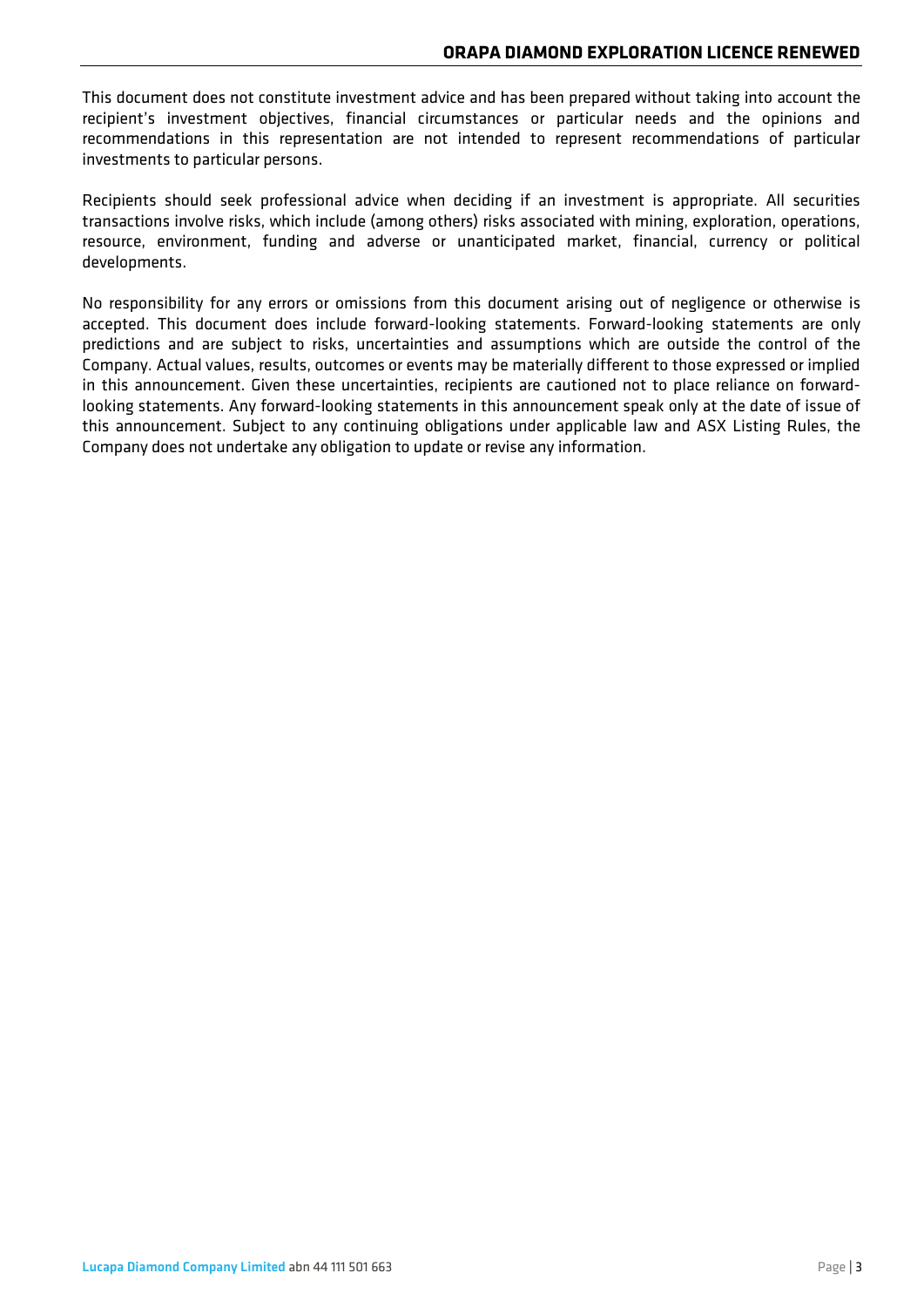This document does not constitute investment advice and has been prepared without taking into account the recipient's investment objectives, financial circumstances or particular needs and the opinions and recommendations in this representation are not intended to represent recommendations of particular investments to particular persons.

Recipients should seek professional advice when deciding if an investment is appropriate. All securities transactions involve risks, which include (among others) risks associated with mining, exploration, operations, resource, environment, funding and adverse or unanticipated market, financial, currency or political developments.

No responsibility for any errors or omissions from this document arising out of negligence or otherwise is accepted. This document does include forward-looking statements. Forward-looking statements are only predictions and are subject to risks, uncertainties and assumptions which are outside the control of the Company. Actual values, results, outcomes or events may be materially different to those expressed or implied in this announcement. Given these uncertainties, recipients are cautioned not to place reliance on forward-looking statements. Any forward-looking statements in this announcement speak only at the date of issue of this announcement. Subject to any continuing obligations under applicable law and ASX Listing Rules, the Company does not undertake any obligation to update or revise any information.